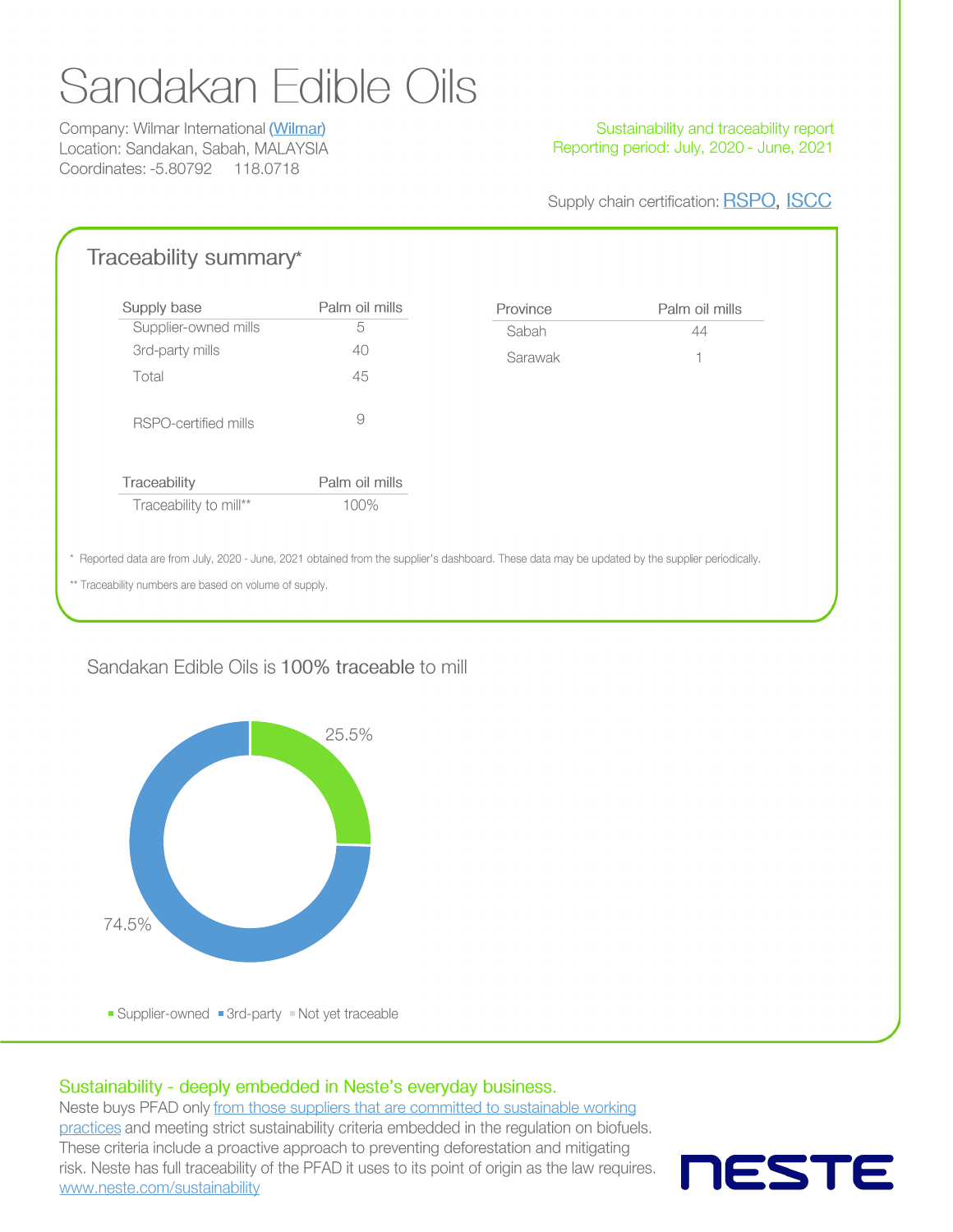# Sandakan Edible Oils

Company: Wilmar International (Wilmar)
Location: Sandakan, Sabah, MALAYSIA
Coordinates: -5.80792 118.0718

Sustainability and traceability report
Reporting period: July, 2020 - June, 2021

Supply chain certification: RSPO, ISCC

## Traceability summary*

| Supply base | Palm oil mills |
|---|---|
| Supplier-owned mills | 5 |
| 3rd-party mills | 40 |
| Total | 45 |
| RSPO-certified mills | 9 |

| Province | Palm oil mills |
|---|---|
| Sabah | 44 |
| Sarawak | 1 |

| Traceability | Palm oil mills |
|---|---|
| Traceability to mill** | 100% |

\* Reported data are from July, 2020 - June, 2021 obtained from the supplier's dashboard. These data may be updated by the supplier periodically.

** Traceability numbers are based on volume of supply.

Sandakan Edible Oils is 100% traceable to mill

25.5%

74.5%

Supplier-owned · 3rd-party · Not yet traceable

### Sustainability - deeply embedded in Neste's everyday business.

Neste buys PFAD only from those suppliers that are committed to sustainable working practices and meeting strict sustainability criteria embedded in the regulation on biofuels. These criteria include a proactive approach to preventing deforestation and mitigating risk. Neste has full traceability of the PFAD it uses to its point of origin as the law requires. www.neste.com/sustainability

NESTE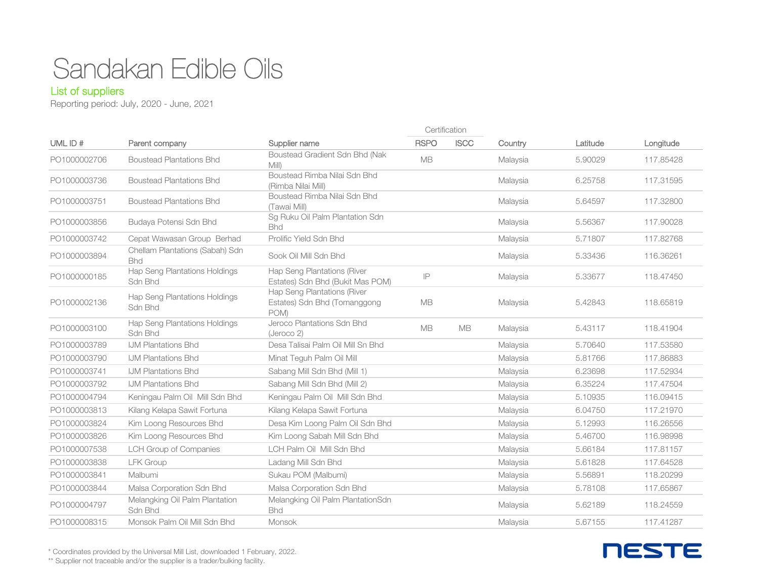# Sandakan Edible Oils

## List of suppliers

Reporting period: July, 2020 - June, 2021

| UML ID # | Parent company | Supplier name | Certification | | Country | Latitude | Longitude |
|---|---|---|---|---|---|---|---|
| | | | RSPO | ISCC | | | |
| PO1000002706 | Boustead Plantations Bhd | Boustead Gradient Sdn Bhd (Nak Mill) | MB | | Malaysia | 5.90029 | 117.85428 |
| PO1000003736 | Boustead Plantations Bhd | Boustead Rimba Nilai Sdn Bhd (Rimba Nilai Mill) | | | Malaysia | 6.25758 | 117.31595 |
| PO1000003751 | Boustead Plantations Bhd | Boustead Rimba Nilai Sdn Bhd (Tawai Mill) | | | Malaysia | 5.64597 | 117.32800 |
| PO1000003856 | Budaya Potensi Sdn Bhd | Sg Ruku Oil Palm Plantation Sdn Bhd | | | Malaysia | 5.56367 | 117.90028 |
| PO1000003742 | Cepat Wawasan Group Berhad | Prolific Yield Sdn Bhd | | | Malaysia | 5.71807 | 117.82768 |
| PO1000003894 | Chellam Plantations (Sabah) Sdn Bhd | Sook Oil Mill Sdn Bhd | | | Malaysia | 5.33436 | 116.36261 |
| PO1000000185 | Hap Seng Plantations Holdings Sdn Bhd | Hap Seng Plantations (River Estates) Sdn Bhd (Bukit Mas POM) | IP | | Malaysia | 5.33677 | 118.47450 |
| PO1000002136 | Hap Seng Plantations Holdings Sdn Bhd | Hap Seng Plantations (River Estates) Sdn Bhd (Tomanggong POM) | MB | | Malaysia | 5.42843 | 118.65819 |
| PO1000003100 | Hap Seng Plantations Holdings Sdn Bhd | Jeroco Plantations Sdn Bhd (Jeroco 2) | MB | MB | Malaysia | 5.43117 | 118.41904 |
| PO1000003789 | IJM Plantations Bhd | Desa Talisai Palm Oil Mill Sn Bhd | | | Malaysia | 5.70640 | 117.53580 |
| PO1000003790 | IJM Plantations Bhd | Minat Teguh Palm Oil Mill | | | Malaysia | 5.81766 | 117.86883 |
| PO1000003741 | IJM Plantations Bhd | Sabang Mill Sdn Bhd (Mill 1) | | | Malaysia | 6.23698 | 117.52934 |
| PO1000003792 | IJM Plantations Bhd | Sabang Mill Sdn Bhd (Mill 2) | | | Malaysia | 6.35224 | 117.47504 |
| PO1000004794 | Keningau Palm Oil Mill Sdn Bhd | Keningau Palm Oil Mill Sdn Bhd | | | Malaysia | 5.10935 | 116.09415 |
| PO1000003813 | Kilang Kelapa Sawit Fortuna | Kilang Kelapa Sawit Fortuna | | | Malaysia | 6.04750 | 117.21970 |
| PO1000003824 | Kim Loong Resources Bhd | Desa Kim Loong Palm Oil Sdn Bhd | | | Malaysia | 5.12993 | 116.26556 |
| PO1000003826 | Kim Loong Resources Bhd | Kim Loong Sabah Mill Sdn Bhd | | | Malaysia | 5.46700 | 116.98998 |
| PO1000007538 | LCH Group of Companies | LCH Palm Oil Mill Sdn Bhd | | | Malaysia | 5.66184 | 117.81157 |
| PO1000003838 | LFK Group | Ladang Mill Sdn Bhd | | | Malaysia | 5.61828 | 117.64528 |
| PO1000003841 | Malbumi | Sukau POM (Malbumi) | | | Malaysia | 5.56891 | 118.20299 |
| PO1000003844 | Malsa Corporation Sdn Bhd | Malsa Corporation Sdn Bhd | | | Malaysia | 5.78108 | 117.65867 |
| PO1000004797 | Melangking Oil Palm Plantation Sdn Bhd | Melangking Oil Palm PlantationSdn Bhd | | | Malaysia | 5.62189 | 118.24559 |
| PO1000008315 | Monsok Palm Oil Mill Sdn Bhd | Monsok | | | Malaysia | 5.67155 | 117.41287 |

\* Coordinates provided by the Universal Mill List, downloaded 1 February, 2022.
\*\* Supplier not traceable and/or the supplier is a trader/bulking facility.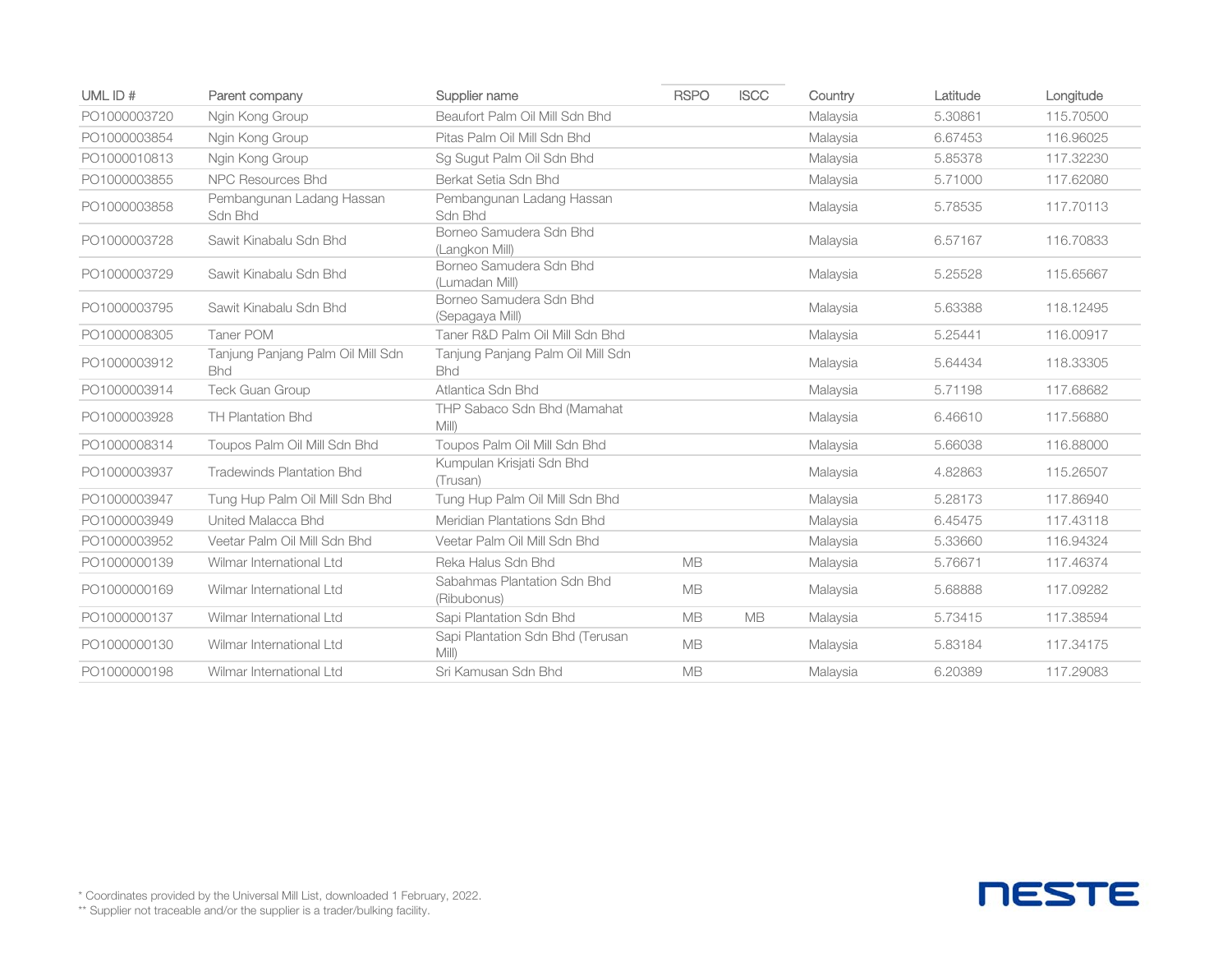| UML ID # | Parent company | Supplier name | RSPO | ISCC | Country | Latitude | Longitude |
|---|---|---|---|---|---|---|---|
| PO1000003720 | Ngin Kong Group | Beaufort Palm Oil Mill Sdn Bhd | | | Malaysia | 5.30861 | 115.70500 |
| PO1000003854 | Ngin Kong Group | Pitas Palm Oil Mill Sdn Bhd | | | Malaysia | 6.67453 | 116.96025 |
| PO1000010813 | Ngin Kong Group | Sg Sugut Palm Oil Sdn Bhd | | | Malaysia | 5.85378 | 117.32230 |
| PO1000003855 | NPC Resources Bhd | Berkat Setia Sdn Bhd | | | Malaysia | 5.71000 | 117.62080 |
| PO1000003858 | Pembangunan Ladang Hassan Sdn Bhd | Pembangunan Ladang Hassan Sdn Bhd | | | Malaysia | 5.78535 | 117.70113 |
| PO1000003728 | Sawit Kinabalu Sdn Bhd | Borneo Samudera Sdn Bhd (Langkon Mill) | | | Malaysia | 6.57167 | 116.70833 |
| PO1000003729 | Sawit Kinabalu Sdn Bhd | Borneo Samudera Sdn Bhd (Lumadan Mill) | | | Malaysia | 5.25528 | 115.65667 |
| PO1000003795 | Sawit Kinabalu Sdn Bhd | Borneo Samudera Sdn Bhd (Sepagaya Mill) | | | Malaysia | 5.63388 | 118.12495 |
| PO1000008305 | Taner POM | Taner R&D Palm Oil Mill Sdn Bhd | | | Malaysia | 5.25441 | 116.00917 |
| PO1000003912 | Tanjung Panjang Palm Oil Mill Sdn Bhd | Tanjung Panjang Palm Oil Mill Sdn Bhd | | | Malaysia | 5.64434 | 118.33305 |
| PO1000003914 | Teck Guan Group | Atlantica Sdn Bhd | | | Malaysia | 5.71198 | 117.68682 |
| PO1000003928 | TH Plantation Bhd | THP Sabaco Sdn Bhd (Mamahat Mill) | | | Malaysia | 6.46610 | 117.56880 |
| PO1000008314 | Toupos Palm Oil Mill Sdn Bhd | Toupos Palm Oil Mill Sdn Bhd | | | Malaysia | 5.66038 | 116.88000 |
| PO1000003937 | Tradewinds Plantation Bhd | Kumpulan Krisjati Sdn Bhd (Trusan) | | | Malaysia | 4.82863 | 115.26507 |
| PO1000003947 | Tung Hup Palm Oil Mill Sdn Bhd | Tung Hup Palm Oil Mill Sdn Bhd | | | Malaysia | 5.28173 | 117.86940 |
| PO1000003949 | United Malacca Bhd | Meridian Plantations Sdn Bhd | | | Malaysia | 6.45475 | 117.43118 |
| PO1000003952 | Veetar Palm Oil Mill Sdn Bhd | Veetar Palm Oil Mill Sdn Bhd | | | Malaysia | 5.33660 | 116.94324 |
| PO1000000139 | Wilmar International Ltd | Reka Halus Sdn Bhd | MB | | Malaysia | 5.76671 | 117.46374 |
| PO1000000169 | Wilmar International Ltd | Sabahmas Plantation Sdn Bhd (Ribubonus) | MB | | Malaysia | 5.68888 | 117.09282 |
| PO1000000137 | Wilmar International Ltd | Sapi Plantation Sdn Bhd | MB | MB | Malaysia | 5.73415 | 117.38594 |
| PO1000000130 | Wilmar International Ltd | Sapi Plantation Sdn Bhd (Terusan Mill) | MB | | Malaysia | 5.83184 | 117.34175 |
| PO1000000198 | Wilmar International Ltd | Sri Kamusan Sdn Bhd | MB | | Malaysia | 6.20389 | 117.29083 |

\* Coordinates provided by the Universal Mill List, downloaded 1 February, 2022.

\*\* Supplier not traceable and/or the supplier is a trader/bulking facility.